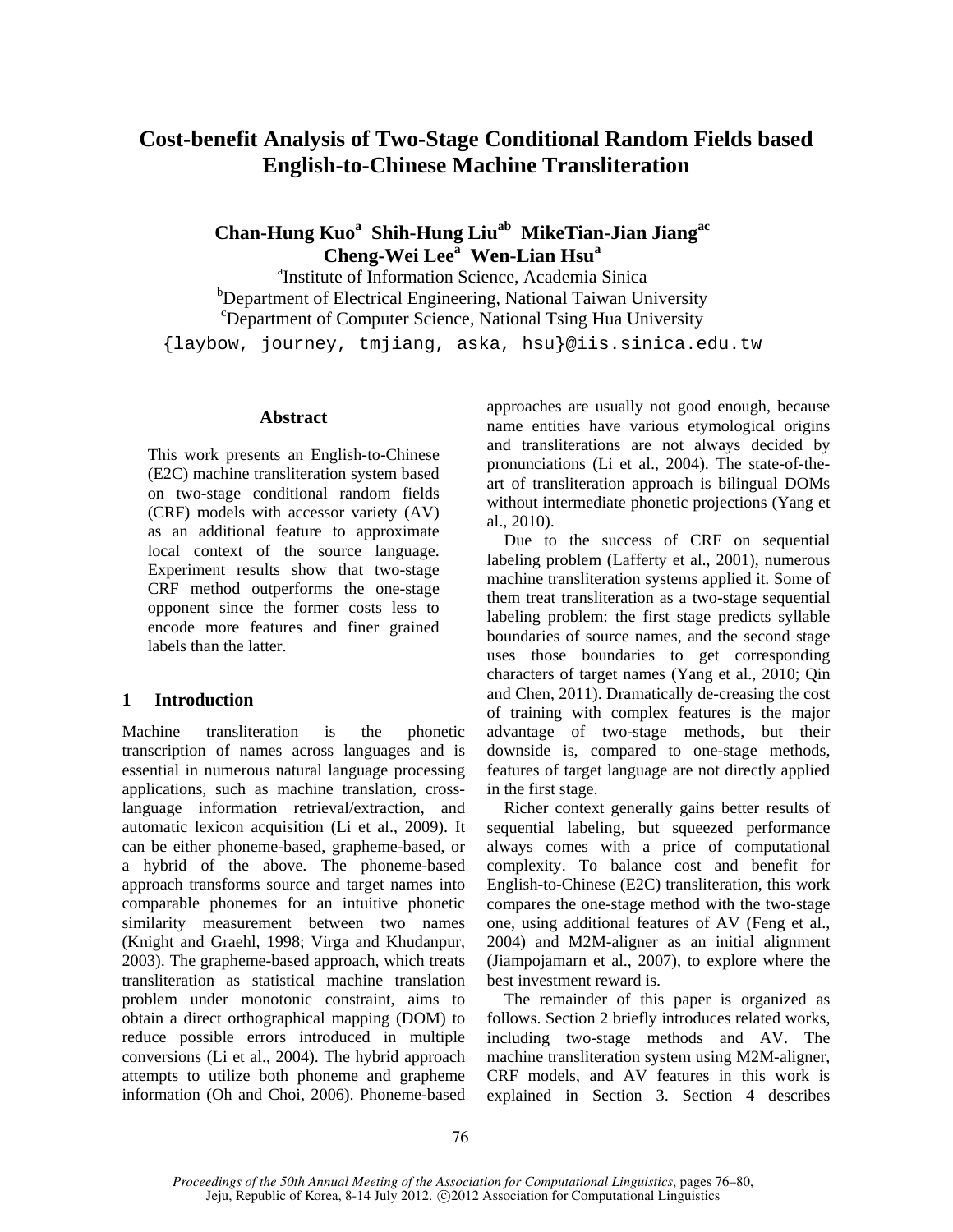# Cost-benefit Analysis of Two-Stage Conditional Random Fields based English-to-Chinese Machine Transliteration

**Chan-Hung Kuo[a] Shih-Hung Liu[ab] MikeTian-Jian Jiang[ac] Cheng-Wei Lee[a] Wen-Lian Hsu[a]**

[a]Institute of Information Science, Academia Sinica
[b]Department of Electrical Engineering, National Taiwan University
[c]Department of Computer Science, National Tsing Hua University

{laybow, journey, tmjiang, aska, hsu}@iis.sinica.edu.tw

## Abstract

This work presents an English-to-Chinese (E2C) machine transliteration system based on two-stage conditional random fields (CRF) models with accessor variety (AV) as an additional feature to approximate local context of the source language. Experiment results show that two-stage CRF method outperforms the one-stage opponent since the former costs less to encode more features and finer grained labels than the latter.

## 1 Introduction

Machine transliteration is the phonetic transcription of names across languages and is essential in numerous natural language processing applications, such as machine translation, cross-language information retrieval/extraction, and automatic lexicon acquisition (Li et al., 2009). It can be either phoneme-based, grapheme-based, or a hybrid of the above. The phoneme-based approach transforms source and target names into comparable phonemes for an intuitive phonetic similarity measurement between two names (Knight and Graehl, 1998; Virga and Khudanpur, 2003). The grapheme-based approach, which treats transliteration as statistical machine translation problem under monotonic constraint, aims to obtain a direct orthographical mapping (DOM) to reduce possible errors introduced in multiple conversions (Li et al., 2004). The hybrid approach attempts to utilize both phoneme and grapheme information (Oh and Choi, 2006). Phoneme-based approaches are usually not good enough, because name entities have various etymological origins and transliterations are not always decided by pronunciations (Li et al., 2004). The state-of-the-art of transliteration approach is bilingual DOMs without intermediate phonetic projections (Yang et al., 2010).

Due to the success of CRF on sequential labeling problem (Lafferty et al., 2001), numerous machine transliteration systems applied it. Some of them treat transliteration as a two-stage sequential labeling problem: the first stage predicts syllable boundaries of source names, and the second stage uses those boundaries to get corresponding characters of target names (Yang et al., 2010; Qin and Chen, 2011). Dramatically de-creasing the cost of training with complex features is the major advantage of two-stage methods, but their downside is, compared to one-stage methods, features of target language are not directly applied in the first stage.

Richer context generally gains better results of sequential labeling, but squeezed performance always comes with a price of computational complexity. To balance cost and benefit for English-to-Chinese (E2C) transliteration, this work compares the one-stage method with the two-stage one, using additional features of AV (Feng et al., 2004) and M2M-aligner as an initial alignment (Jiampojamarn et al., 2007), to explore where the best investment reward is.

The remainder of this paper is organized as follows. Section 2 briefly introduces related works, including two-stage methods and AV. The machine transliteration system using M2M-aligner, CRF models, and AV features in this work is explained in Section 3. Section 4 describes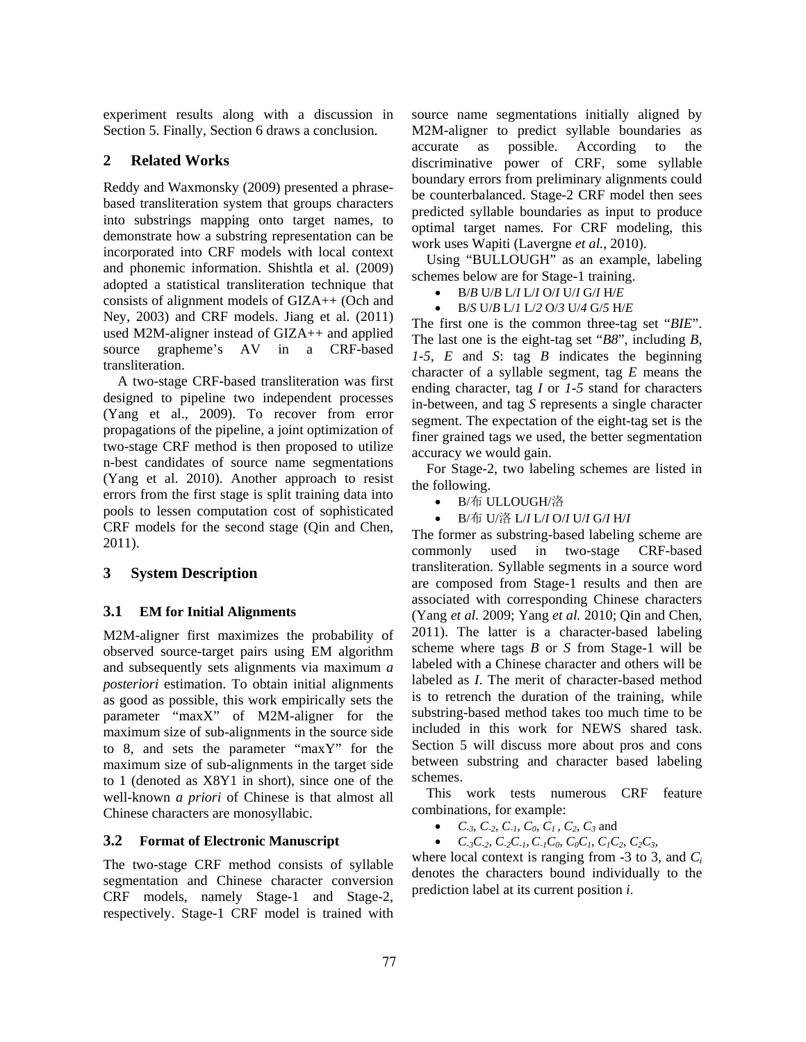experiment results along with a discussion in Section 5. Finally, Section 6 draws a conclusion.

## 2 Related Works

Reddy and Waxmonsky (2009) presented a phrase-based transliteration system that groups characters into substrings mapping onto target names, to demonstrate how a substring representation can be incorporated into CRF models with local context and phonemic information. Shishtla et al. (2009) adopted a statistical transliteration technique that consists of alignment models of GIZA++ (Och and Ney, 2003) and CRF models. Jiang et al. (2011) used M2M-aligner instead of GIZA++ and applied source grapheme's AV in a CRF-based transliteration.

A two-stage CRF-based transliteration was first designed to pipeline two independent processes (Yang et al., 2009). To recover from error propagations of the pipeline, a joint optimization of two-stage CRF method is then proposed to utilize n-best candidates of source name segmentations (Yang et al. 2010). Another approach to resist errors from the first stage is split training data into pools to lessen computation cost of sophisticated CRF models for the second stage (Qin and Chen, 2011).

## 3 System Description

### 3.1 EM for Initial Alignments

M2M-aligner first maximizes the probability of observed source-target pairs using EM algorithm and subsequently sets alignments via maximum *a posteriori* estimation. To obtain initial alignments as good as possible, this work empirically sets the parameter "maxX" of M2M-aligner for the maximum size of sub-alignments in the source side to 8, and sets the parameter "maxY" for the maximum size of sub-alignments in the target side to 1 (denoted as X8Y1 in short), since one of the well-known *a priori* of Chinese is that almost all Chinese characters are monosyllabic.

### 3.2 Format of Electronic Manuscript

The two-stage CRF method consists of syllable segmentation and Chinese character conversion CRF models, namely Stage-1 and Stage-2, respectively. Stage-1 CRF model is trained with source name segmentations initially aligned by M2M-aligner to predict syllable boundaries as accurate as possible. According to the discriminative power of CRF, some syllable boundary errors from preliminary alignments could be counterbalanced. Stage-2 CRF model then sees predicted syllable boundaries as input to produce optimal target names. For CRF modeling, this work uses Wapiti (Lavergne *et al.*, 2010).

Using "BULLOUGH" as an example, labeling schemes below are for Stage-1 training.

- B/*B* U/*B* L/*I* L/*I* O/*I* U/*I* G/*I* H/*E*
- B/*S* U/*B* L/*1* L/*2* O/*3* U/*4* G/*5* H/*E*

The first one is the common three-tag set "*BIE*". The last one is the eight-tag set "*B8*", including *B*, *1-5*, *E* and *S*: tag *B* indicates the beginning character of a syllable segment, tag *E* means the ending character, tag *I* or *1-5* stand for characters in-between, and tag *S* represents a single character segment. The expectation of the eight-tag set is the finer grained tags we used, the better segmentation accuracy we would gain.

For Stage-2, two labeling schemes are listed in the following.

- B/布 ULLOUGH/洛
- B/布 U/洛 L/*I* L/*I* O/*I* U/*I* G/*I* H/*I*

The former as substring-based labeling scheme are commonly used in two-stage CRF-based transliteration. Syllable segments in a source word are composed from Stage-1 results and then are associated with corresponding Chinese characters (Yang *et al.* 2009; Yang *et al.* 2010; Qin and Chen, 2011). The latter is a character-based labeling scheme where tags *B* or *S* from Stage-1 will be labeled with a Chinese character and others will be labeled as *I*. The merit of character-based method is to retrench the duration of the training, while substring-based method takes too much time to be included in this work for NEWS shared task. Section 5 will discuss more about pros and cons between substring and character based labeling schemes.

This work tests numerous CRF feature combinations, for example:

- $C_{-3}$, $C_{-2}$, $C_{-1}$, $C_0$, $C_1$, $C_2$, $C_3$ and
- $C_{-3}C_{-2}$, $C_{-2}C_{-1}$, $C_{-1}C_0$, $C_0C_1$, $C_1C_2$, $C_2C_3$,

where local context is ranging from -3 to 3, and $C_i$ denotes the characters bound individually to the prediction label at its current position *i*.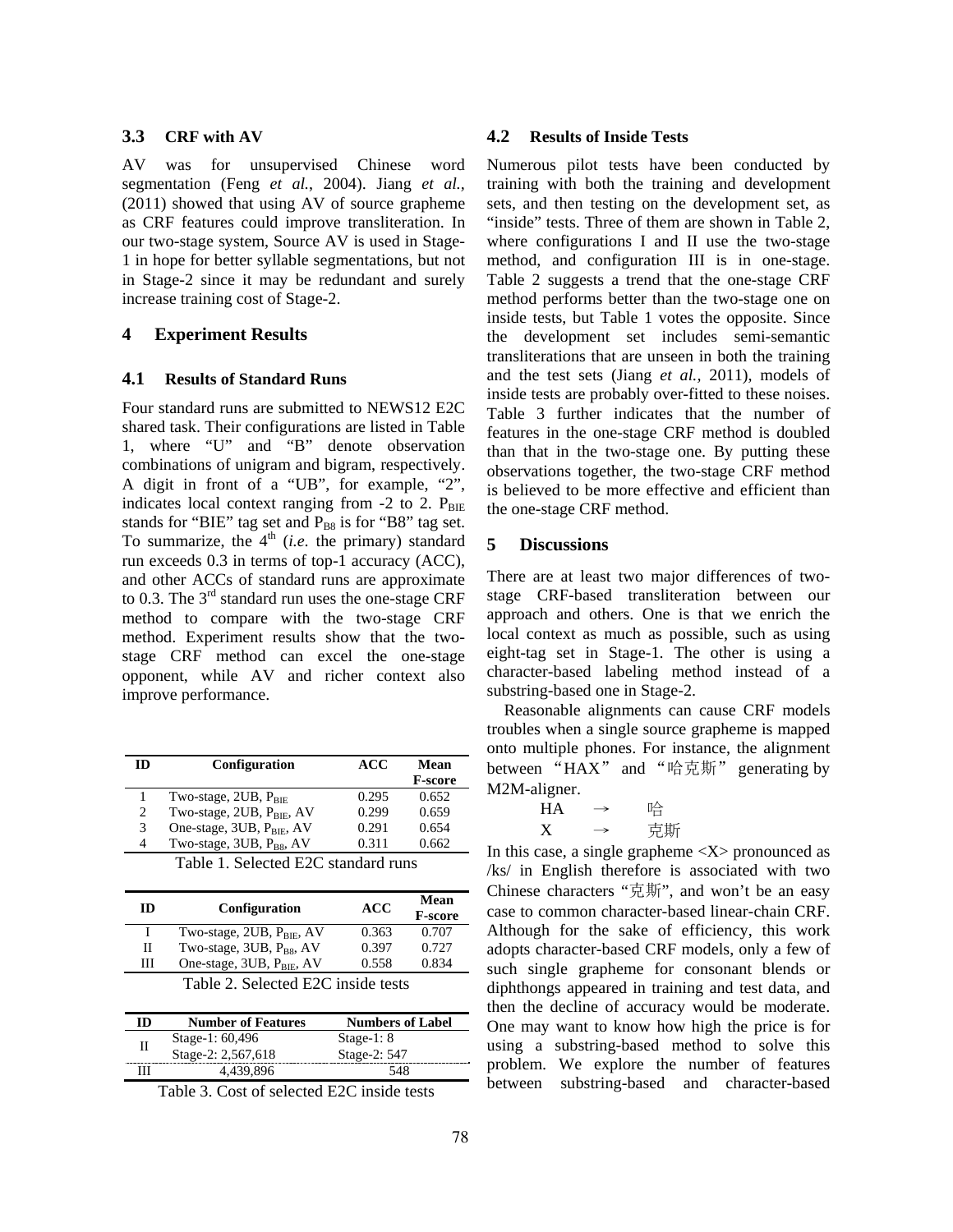### 3.3 CRF with AV

AV was for unsupervised Chinese word segmentation (Feng *et al.*, 2004). Jiang *et al.* (2011) showed that using AV of source grapheme as CRF features could improve transliteration. In our two-stage system, Source AV is used in Stage-1 in hope for better syllable segmentations, but not in Stage-2 since it may be redundant and surely increase training cost of Stage-2.

## 4 Experiment Results

### 4.1 Results of Standard Runs

Four standard runs are submitted to NEWS12 E2C shared task. Their configurations are listed in Table 1, where "U" and "B" denote observation combinations of unigram and bigram, respectively. A digit in front of a "UB", for example, "2", indicates local context ranging from -2 to 2. $P_{BIE}$ stands for "BIE" tag set and $P_{B8}$ is for "B8" tag set. To summarize, the 4th (*i.e.* the primary) standard run exceeds 0.3 in terms of top-1 accuracy (ACC), and other ACCs of standard runs are approximate to 0.3. The 3rd standard run uses the one-stage CRF method to compare with the two-stage CRF method. Experiment results show that the two-stage CRF method can excel the one-stage opponent, while AV and richer context also improve performance.

| ID | Configuration | ACC | Mean F-score |
|---|---|---|---|
| 1 | Two-stage, 2UB, $P_{BIE}$ | 0.295 | 0.652 |
| 2 | Two-stage, 2UB, $P_{BIE}$, AV | 0.299 | 0.659 |
| 3 | One-stage, 3UB, $P_{BIE}$, AV | 0.291 | 0.654 |
| 4 | Two-stage, 3UB, $P_{B8}$, AV | 0.311 | 0.662 |

Table 1. Selected E2C standard runs

| ID | Configuration | ACC | Mean F-score |
|---|---|---|---|
| I | Two-stage, 2UB, $P_{BIE}$, AV | 0.363 | 0.707 |
| II | Two-stage, 3UB, $P_{B8}$, AV | 0.397 | 0.727 |
| III | One-stage, 3UB, $P_{BIE}$, AV | 0.558 | 0.834 |

Table 2. Selected E2C inside tests

| ID | Number of Features | Numbers of Label |
|---|---|---|
| II | Stage-1: 60,496<br>Stage-2: 2,567,618 | Stage-1: 8<br>Stage-2: 547 |
| III | 4,439,896 | 548 |

Table 3. Cost of selected E2C inside tests

### 4.2 Results of Inside Tests

Numerous pilot tests have been conducted by training with both the training and development sets, and then testing on the development set, as "inside" tests. Three of them are shown in Table 2, where configurations I and II use the two-stage method, and configuration III is in one-stage. Table 2 suggests a trend that the one-stage CRF method performs better than the two-stage one on inside tests, but Table 1 votes the opposite. Since the development set includes semi-semantic transliterations that are unseen in both the training and the test sets (Jiang *et al.*, 2011), models of inside tests are probably over-fitted to these noises. Table 3 further indicates that the number of features in the one-stage CRF method is doubled than that in the two-stage one. By putting these observations together, the two-stage CRF method is believed to be more effective and efficient than the one-stage CRF method.

## 5 Discussions

There are at least two major differences of two-stage CRF-based transliteration between our approach and others. One is that we enrich the local context as much as possible, such as using eight-tag set in Stage-1. The other is using a character-based labeling method instead of a substring-based one in Stage-2.

Reasonable alignments can cause CRF models troubles when a single source grapheme is mapped onto multiple phones. For instance, the alignment between "HAX" and "哈克斯" generating by M2M-aligner.

HA → 哈
X → 克斯

In this case, a single grapheme <X> pronounced as /ks/ in English therefore is associated with two Chinese characters "克斯", and won't be an easy case to common character-based linear-chain CRF. Although for the sake of efficiency, this work adopts character-based CRF models, only a few of such single grapheme for consonant blends or diphthongs appeared in training and test data, and then the decline of accuracy would be moderate. One may want to know how high the price is for using a substring-based method to solve this problem. We explore the number of features between substring-based and character-based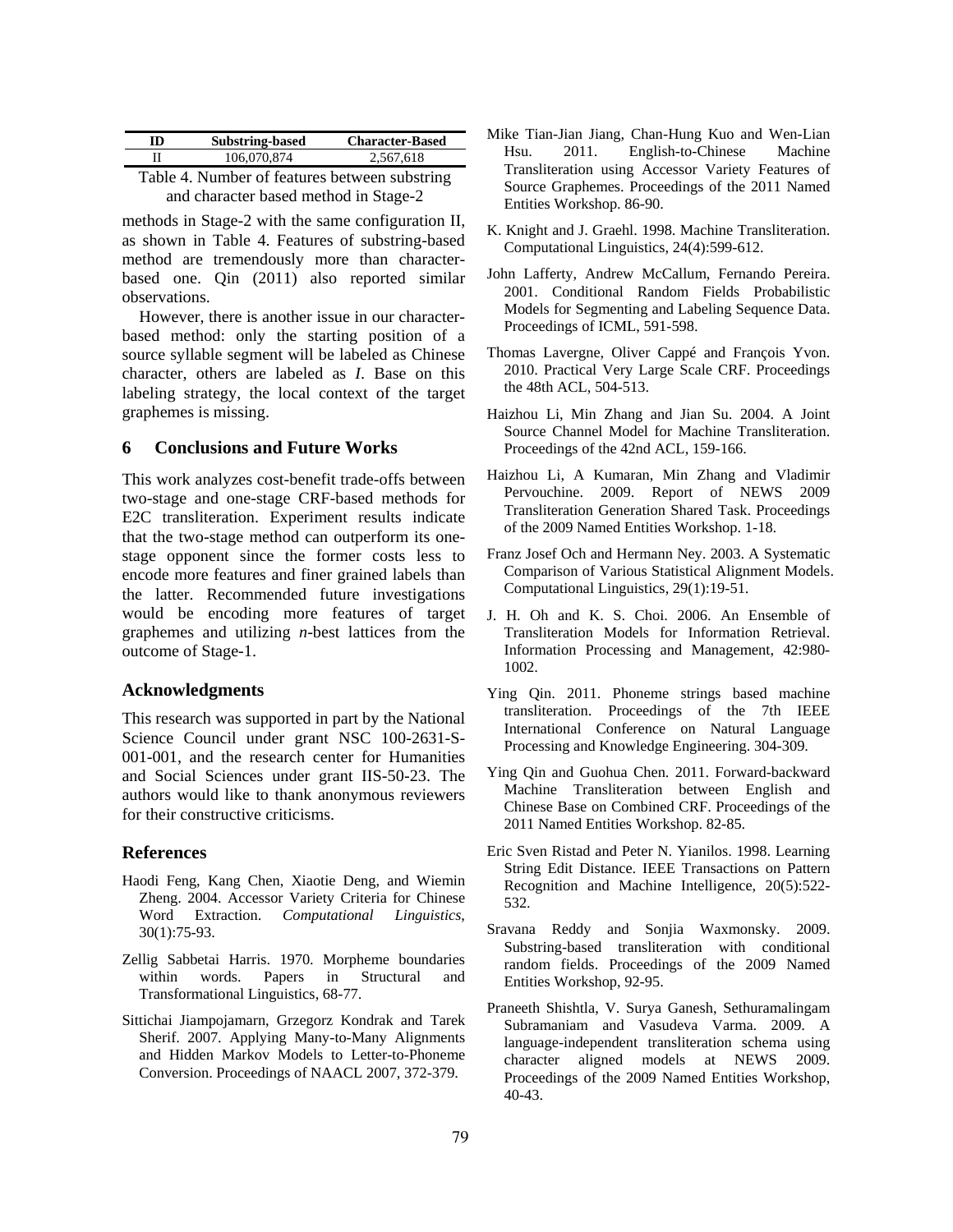| ID | Substring-based | Character-Based |
| --- | --- | --- |
| II | 106,070,874 | 2,567,618 |

Table 4. Number of features between substring and character based method in Stage-2

methods in Stage-2 with the same configuration II, as shown in Table 4. Features of substring-based method are tremendously more than character-based one. Qin (2011) also reported similar observations.

However, there is another issue in our character-based method: only the starting position of a source syllable segment will be labeled as Chinese character, others are labeled as *I*. Base on this labeling strategy, the local context of the target graphemes is missing.

## 6 Conclusions and Future Works

This work analyzes cost-benefit trade-offs between two-stage and one-stage CRF-based methods for E2C transliteration. Experiment results indicate that the two-stage method can outperform its one-stage opponent since the former costs less to encode more features and finer grained labels than the latter. Recommended future investigations would be encoding more features of target graphemes and utilizing *n*-best lattices from the outcome of Stage-1.

## Acknowledgments

This research was supported in part by the National Science Council under grant NSC 100-2631-S-001-001, and the research center for Humanities and Social Sciences under grant IIS-50-23. The authors would like to thank anonymous reviewers for their constructive criticisms.

## References

Haodi Feng, Kang Chen, Xiaotie Deng, and Wiemin Zheng. 2004. Accessor Variety Criteria for Chinese Word Extraction. *Computational Linguistics*, 30(1):75-93.

Zellig Sabbetai Harris. 1970. Morpheme boundaries within words. Papers in Structural and Transformational Linguistics, 68-77.

Sittichai Jiampojamarn, Grzegorz Kondrak and Tarek Sherif. 2007. Applying Many-to-Many Alignments and Hidden Markov Models to Letter-to-Phoneme Conversion. Proceedings of NAACL 2007, 372-379.

Mike Tian-Jian Jiang, Chan-Hung Kuo and Wen-Lian Hsu. 2011. English-to-Chinese Machine Transliteration using Accessor Variety Features of Source Graphemes. Proceedings of the 2011 Named Entities Workshop. 86-90.

K. Knight and J. Graehl. 1998. Machine Transliteration. Computational Linguistics, 24(4):599-612.

John Lafferty, Andrew McCallum, Fernando Pereira. 2001. Conditional Random Fields Probabilistic Models for Segmenting and Labeling Sequence Data. Proceedings of ICML, 591-598.

Thomas Lavergne, Oliver Cappé and François Yvon. 2010. Practical Very Large Scale CRF. Proceedings the 48th ACL, 504-513.

Haizhou Li, Min Zhang and Jian Su. 2004. A Joint Source Channel Model for Machine Transliteration. Proceedings of the 42nd ACL, 159-166.

Haizhou Li, A Kumaran, Min Zhang and Vladimir Pervouchine. 2009. Report of NEWS 2009 Transliteration Generation Shared Task. Proceedings of the 2009 Named Entities Workshop. 1-18.

Franz Josef Och and Hermann Ney. 2003. A Systematic Comparison of Various Statistical Alignment Models. Computational Linguistics, 29(1):19-51.

J. H. Oh and K. S. Choi. 2006. An Ensemble of Transliteration Models for Information Retrieval. Information Processing and Management, 42:980-1002.

Ying Qin. 2011. Phoneme strings based machine transliteration. Proceedings of the 7th IEEE International Conference on Natural Language Processing and Knowledge Engineering. 304-309.

Ying Qin and Guohua Chen. 2011. Forward-backward Machine Transliteration between English and Chinese Base on Combined CRF. Proceedings of the 2011 Named Entities Workshop. 82-85.

Eric Sven Ristad and Peter N. Yianilos. 1998. Learning String Edit Distance. IEEE Transactions on Pattern Recognition and Machine Intelligence, 20(5):522-532.

Sravana Reddy and Sonjia Waxmonsky. 2009. Substring-based transliteration with conditional random fields. Proceedings of the 2009 Named Entities Workshop, 92-95.

Praneeth Shishtla, V. Surya Ganesh, Sethuramalingam Subramaniam and Vasudeva Varma. 2009. A language-independent transliteration schema using character aligned models at NEWS 2009. Proceedings of the 2009 Named Entities Workshop, 40-43.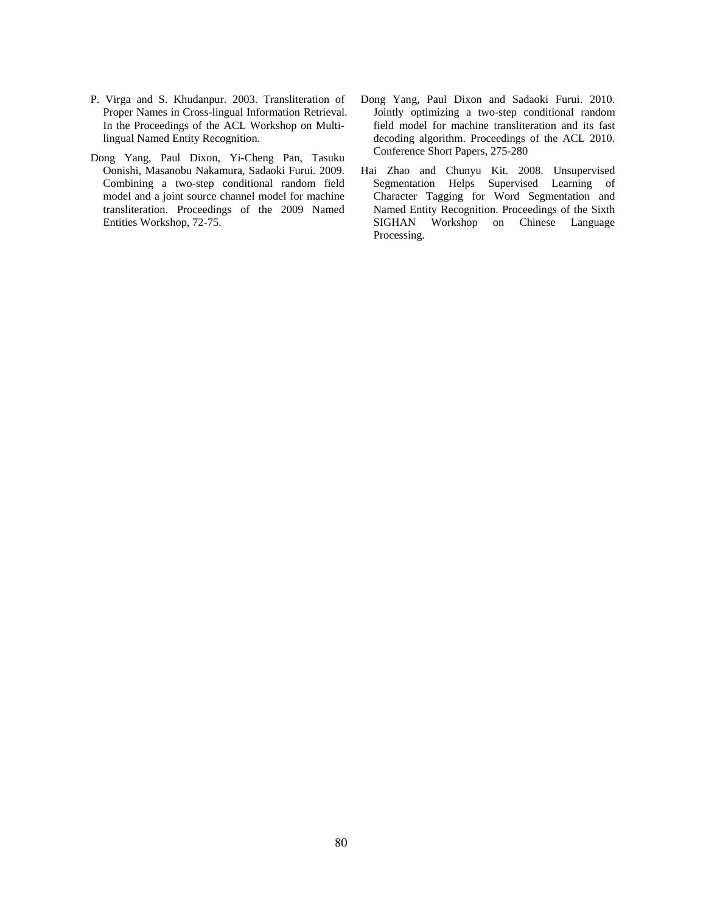P. Virga and S. Khudanpur. 2003. Transliteration of Proper Names in Cross-lingual Information Retrieval. In the Proceedings of the ACL Workshop on Multi-lingual Named Entity Recognition.

Dong Yang, Paul Dixon, Yi-Cheng Pan, Tasuku Oonishi, Masanobu Nakamura, Sadaoki Furui. 2009. Combining a two-step conditional random field model and a joint source channel model for machine transliteration. Proceedings of the 2009 Named Entities Workshop, 72-75.

Dong Yang, Paul Dixon and Sadaoki Furui. 2010. Jointly optimizing a two-step conditional random field model for machine transliteration and its fast decoding algorithm. Proceedings of the ACL 2010. Conference Short Papers, 275-280

Hai Zhao and Chunyu Kit. 2008. Unsupervised Segmentation Helps Supervised Learning of Character Tagging for Word Segmentation and Named Entity Recognition. Proceedings of the Sixth SIGHAN Workshop on Chinese Language Processing.